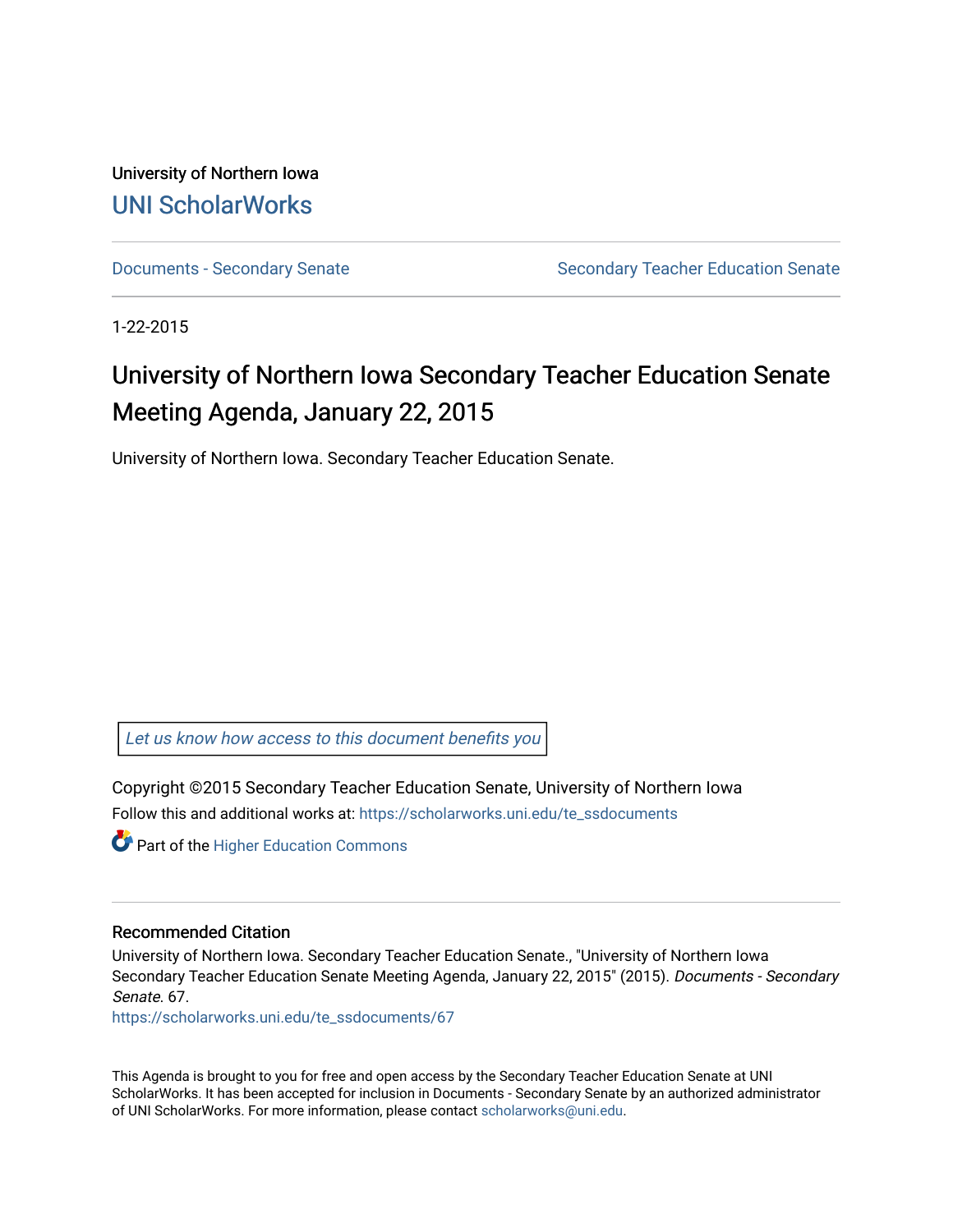University of Northern Iowa

UNI ScholarWorks

Documents - Secondary Senate

Secondary Teacher Education Senate

1-22-2015

# University of Northern Iowa Secondary Teacher Education Senate Meeting Agenda, January 22, 2015

University of Northern Iowa. Secondary Teacher Education Senate.

Let us know how access to this document benefits you

Copyright ©2015 Secondary Teacher Education Senate, University of Northern Iowa

Follow this and additional works at: https://scholarworks.uni.edu/te_ssdocuments

Part of the Higher Education Commons

## Recommended Citation

University of Northern Iowa. Secondary Teacher Education Senate., "University of Northern Iowa Secondary Teacher Education Senate Meeting Agenda, January 22, 2015" (2015). *Documents - Secondary Senate*. 67.

https://scholarworks.uni.edu/te_ssdocuments/67

This Agenda is brought to you for free and open access by the Secondary Teacher Education Senate at UNI ScholarWorks. It has been accepted for inclusion in Documents - Secondary Senate by an authorized administrator of UNI ScholarWorks. For more information, please contact scholarworks@uni.edu.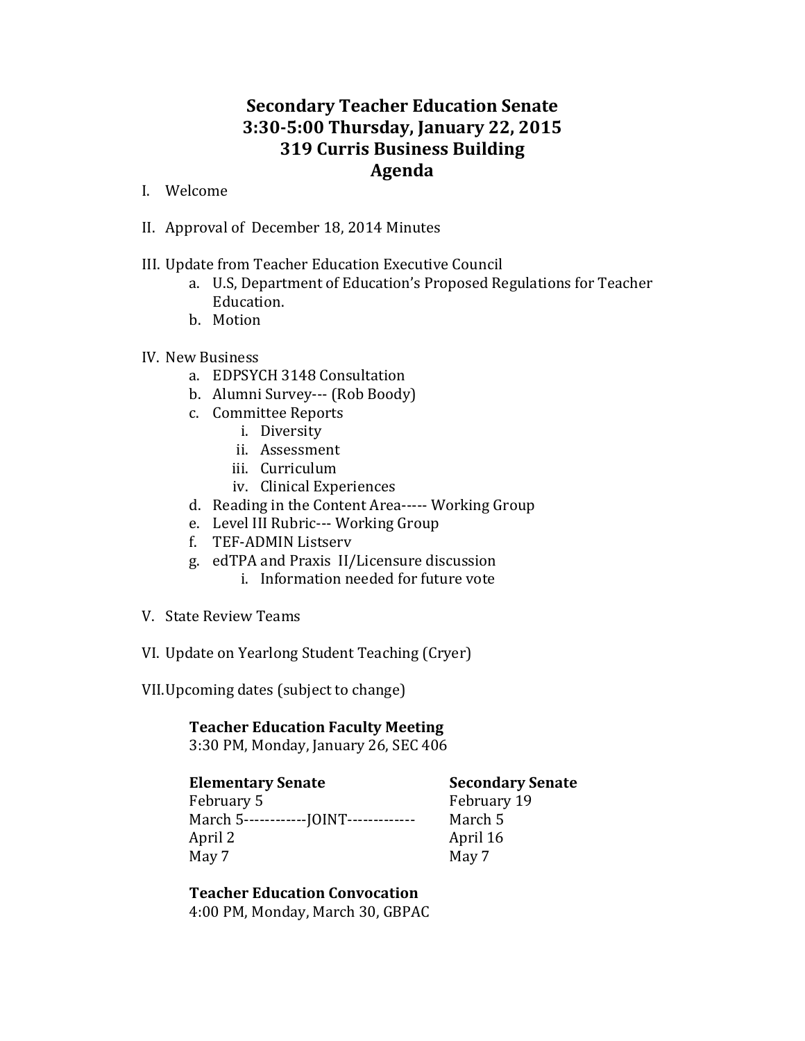# Secondary Teacher Education Senate
# 3:30-5:00 Thursday, January 22, 2015
# 319 Curris Business Building
# Agenda

I. Welcome

II. Approval of December 18, 2014 Minutes

III. Update from Teacher Education Executive Council
   a. U.S, Department of Education's Proposed Regulations for Teacher Education.
   b. Motion

IV. New Business
   a. EDPSYCH 3148 Consultation
   b. Alumni Survey--- (Rob Boody)
   c. Committee Reports
      i. Diversity
      ii. Assessment
      iii. Curriculum
      iv. Clinical Experiences
   d. Reading in the Content Area----- Working Group
   e. Level III Rubric--- Working Group
   f. TEF-ADMIN Listserv
   g. edTPA and Praxis II/Licensure discussion
      i. Information needed for future vote

V. State Review Teams

VI. Update on Yearlong Student Teaching (Cryer)

VII. Upcoming dates (subject to change)

**Teacher Education Faculty Meeting**
3:30 PM, Monday, January 26, SEC 406

| **Elementary Senate** | **Secondary Senate** |
|---|---|
| February 5 | February 19 |
| March 5------------JOINT------------ | March 5 |
| April 2 | April 16 |
| May 7 | May 7 |

**Teacher Education Convocation**
4:00 PM, Monday, March 30, GBPAC